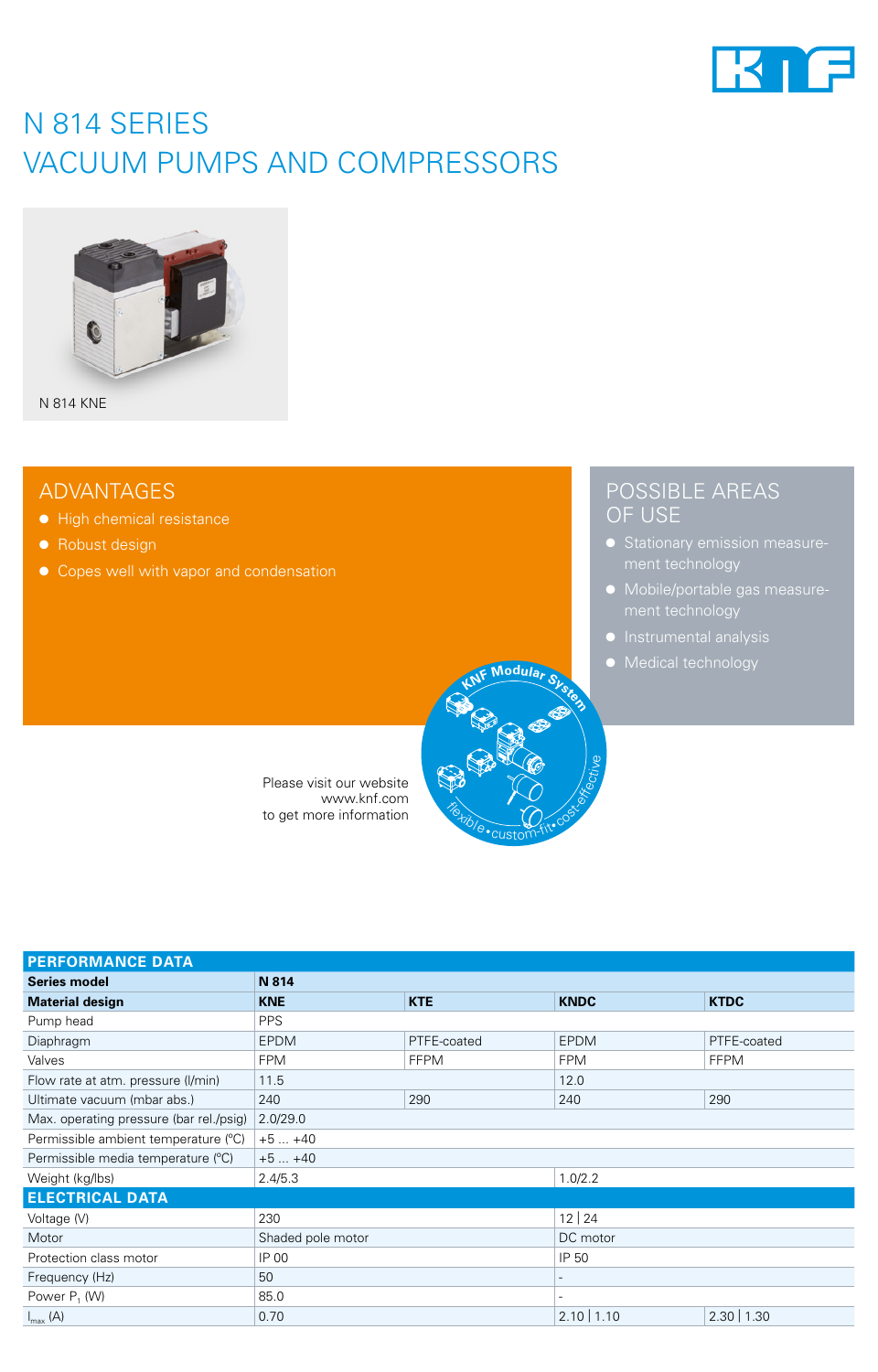# N 814 SERIES
# VACUUM PUMPS AND COMPRESSORS

N 814 KNE

## ADVANTAGES

- High chemical resistance
- Robust design
- Copes well with vapor and condensation

## POSSIBLE AREAS OF USE

- Stationary emission measurement technology
- Mobile/portable gas measurement technology
- Instrumental analysis
- Medical technology

KNF Modular System
flexible • custom-fit • cost-effective

Please visit our website
www.knf.com
to get more information

| PERFORMANCE DATA | | | | |
|---|---|---|---|---|
| **Series model** | **N 814** | | | |
| **Material design** | **KNE** | **KTE** | **KNDC** | **KTDC** |
| Pump head | PPS | | | |
| Diaphragm | EPDM | PTFE-coated | EPDM | PTFE-coated |
| Valves | FPM | FFPM | FPM | FFPM |
| Flow rate at atm. pressure (l/min) | 11.5 | | 12.0 | |
| Ultimate vacuum (mbar abs.) | 240 | 290 | 240 | 290 |
| Max. operating pressure (bar rel./psig) | 2.0/29.0 | | | |
| Permissible ambient temperature (°C) | +5 ... +40 | | | |
| Permissible media temperature (°C) | +5 ... +40 | | | |
| Weight (kg/lbs) | 2.4/5.3 | | 1.0/2.2 | |
| **ELECTRICAL DATA** | | | | |
| Voltage (V) | 230 | | 12 \| 24 | |
| Motor | Shaded pole motor | | DC motor | |
| Protection class motor | IP 00 | | IP 50 | |
| Frequency (Hz) | 50 | | - | |
| Power $P_1$ (W) | 85.0 | | - | |
| $I_{max}$ (A) | 0.70 | | 2.10 \| 1.10 | 2.30 \| 1.30 |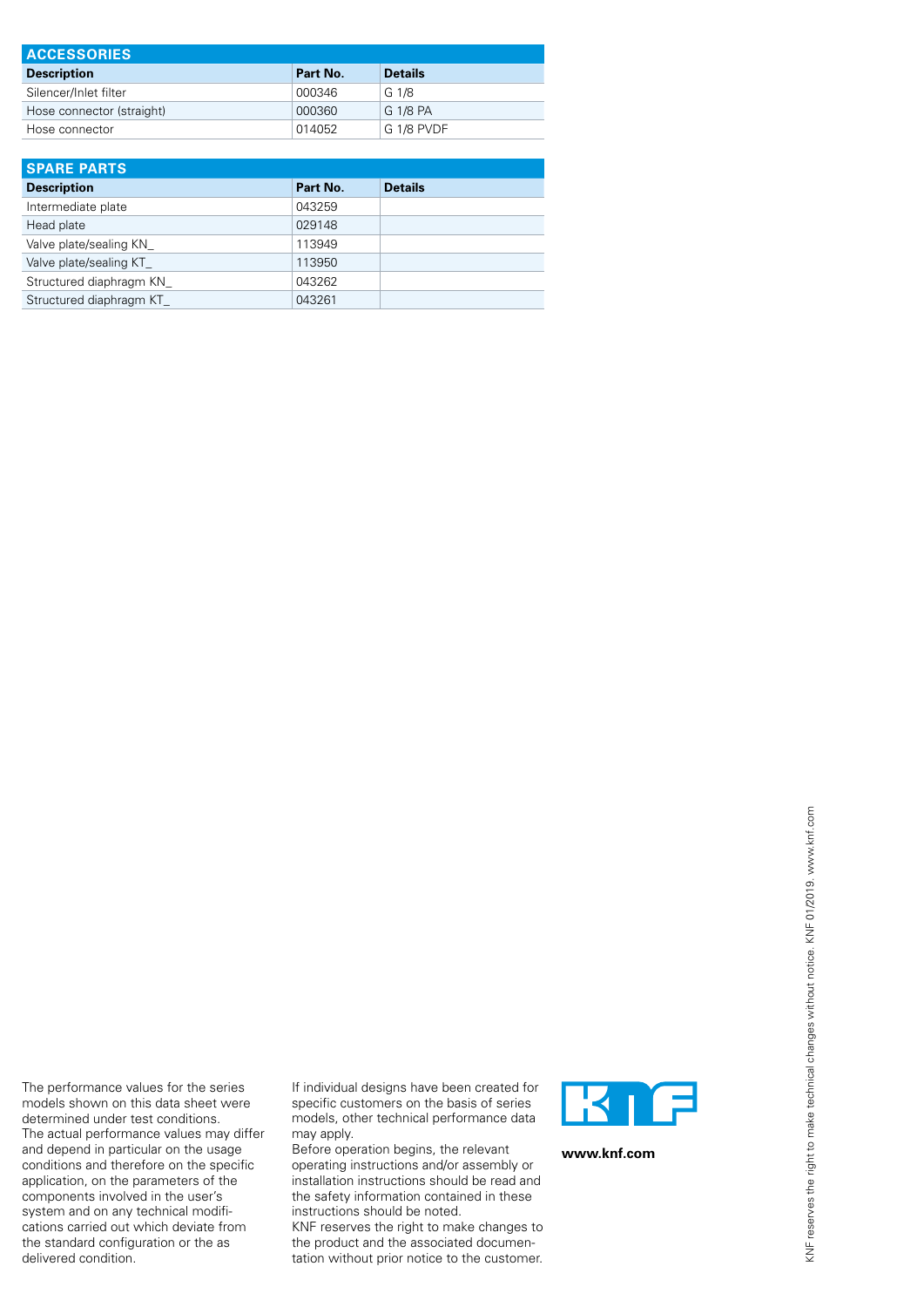## ACCESSORIES

| Description | Part No. | Details |
|---|---|---|
| Silencer/Inlet filter | 000346 | G 1/8 |
| Hose connector (straight) | 000360 | G 1/8 PA |
| Hose connector | 014052 | G 1/8 PVDF |

## SPARE PARTS

| Description | Part No. | Details |
|---|---|---|
| Intermediate plate | 043259 | |
| Head plate | 029148 | |
| Valve plate/sealing KN_ | 113949 | |
| Valve plate/sealing KT_ | 113950 | |
| Structured diaphragm KN_ | 043262 | |
| Structured diaphragm KT_ | 043261 | |

The performance values for the series models shown on this data sheet were determined under test conditions. The actual performance values may differ and depend in particular on the usage conditions and therefore on the specific application, on the parameters of the components involved in the user's system and on any technical modifications carried out which deviate from the standard configuration or the as delivered condition.

If individual designs have been created for specific customers on the basis of series models, other technical performance data may apply.
Before operation begins, the relevant operating instructions and/or assembly or installation instructions should be read and the safety information contained in these instructions should be noted.
KNF reserves the right to make changes to the product and the associated documentation without prior notice to the customer.

KNF

**www.knf.com**

KNF reserves the right to make technical changes without notice. KNF 01/2019. www.knf.com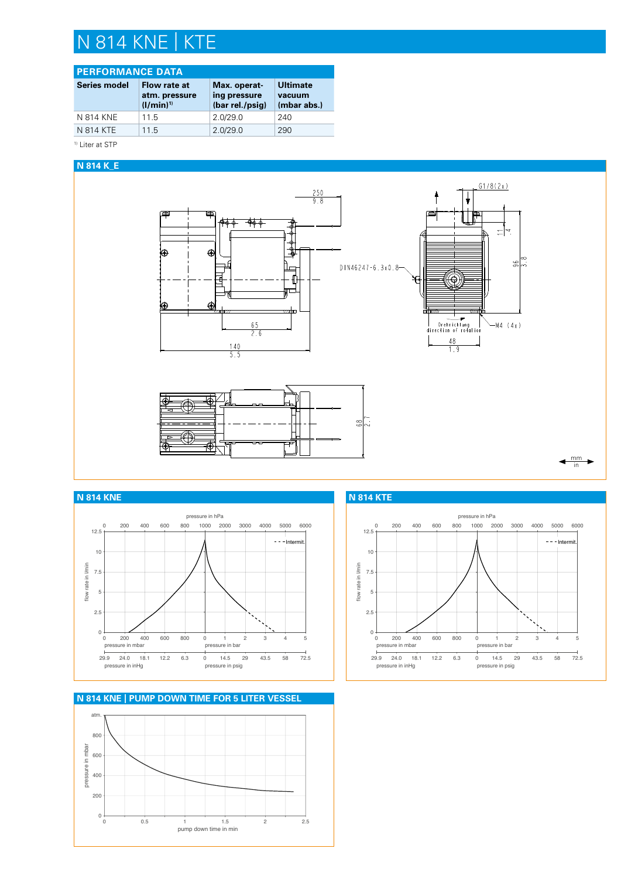# N 814 KNE | KTE

## PERFORMANCE DATA

| Series model | Flow rate at atm. pressure (l/min)[1] | Max. operating pressure (bar rel./psig) | Ultimate vacuum (mbar abs.) |
|---|---|---|---|
| N 814 KNE | 11.5 | 2.0/29.0 | 240 |
| N 814 KTE | 11.5 | 2.0/29.0 | 290 |

[1] Liter at STP

## N 814 K_E

250 / 9.8
65 / 2.6
140 / 5.5
G1/8(2x)
11 / .4
96 / 3.8
DIN46247-6.3x0.8
Drehrichtung / direction of rotation
M4 (4x)
48 / 1.9
68 / 2.7
mm / in

## N 814 KNE

pressure in hPa: 0, 200, 400, 600, 800, 1000, 2000, 3000, 4000, 5000, 6000
flow rate in l/min: 0, 2.5, 5, 7.5, 10, 12.5
- - - Intermit.
pressure in mbar: 0, 200, 400, 600, 800
pressure in bar: 0, 1, 2, 3, 4, 5
pressure in inHg: 29.9, 24.0, 18.1, 12.2, 6.3
pressure in psig: 0, 14.5, 29, 43.5, 58, 72.5

## N 814 KTE

pressure in hPa: 0, 200, 400, 600, 800, 1000, 2000, 3000, 4000, 5000, 6000
flow rate in l/min: 0, 2.5, 5, 7.5, 10, 12.5
- - - Intermit.
pressure in mbar: 0, 200, 400, 600, 800
pressure in bar: 0, 1, 2, 3, 4, 5
pressure in inHg: 29.9, 24.0, 18.1, 12.2, 6.3
pressure in psig: 0, 14.5, 29, 43.5, 58, 72.5

## N 814 KNE | PUMP DOWN TIME FOR 5 LITER VESSEL

pressure in mbar: 0, 200, 400, 600, 800, atm.
pump down time in min: 0, 0.5, 1, 1.5, 2, 2.5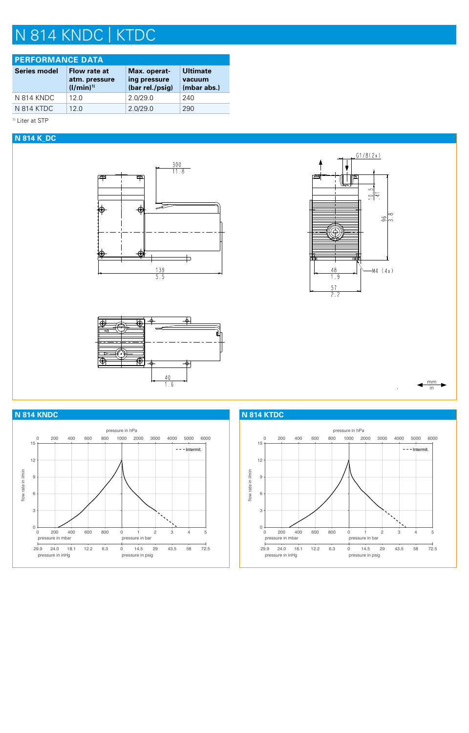# N 814 KNDC | KTDC

## PERFORMANCE DATA

| Series model | Flow rate at atm. pressure (l/min)[1] | Max. operating pressure (bar rel./psig) | Ultimate vacuum (mbar abs.) |
| --- | --- | --- | --- |
| N 814 KNDC | 12.0 | 2.0/29.0 | 240 |
| N 814 KTDC | 12.0 | 2.0/29.0 | 290 |

[1] Liter at STP

## N 814 K_DC

300
11.8

139
5.5

G1/8(2x)

10.5
.41

96
3.8

48
1.9

M4 (4x)

57
2.2

40
1.6

mm
in

## N 814 KNDC

pressure in hPa
0 200 400 600 800 1000 2000 3000 4000 5000 6000
flow rate in l/min
15 12 9 6 3 0
Intermit.
0 200 400 600 800 0 1 2 3 4 5
pressure in mbar
pressure in bar
29.9 24.0 18.1 12.2 6.3 0 14.5 29 43.5 58 72.5
pressure in inHg
pressure in psig

## N 814 KTDC

pressure in hPa
0 200 400 600 800 1000 2000 3000 4000 5000 6000
flow rate in l/min
15 12 9 6 3 0
Intermit.
0 200 400 600 800 0 1 2 3 4 5
pressure in mbar
pressure in bar
29.9 24.0 18.1 12.2 6.3 0 14.5 29 43.5 58 72.5
pressure in inHg
pressure in psig